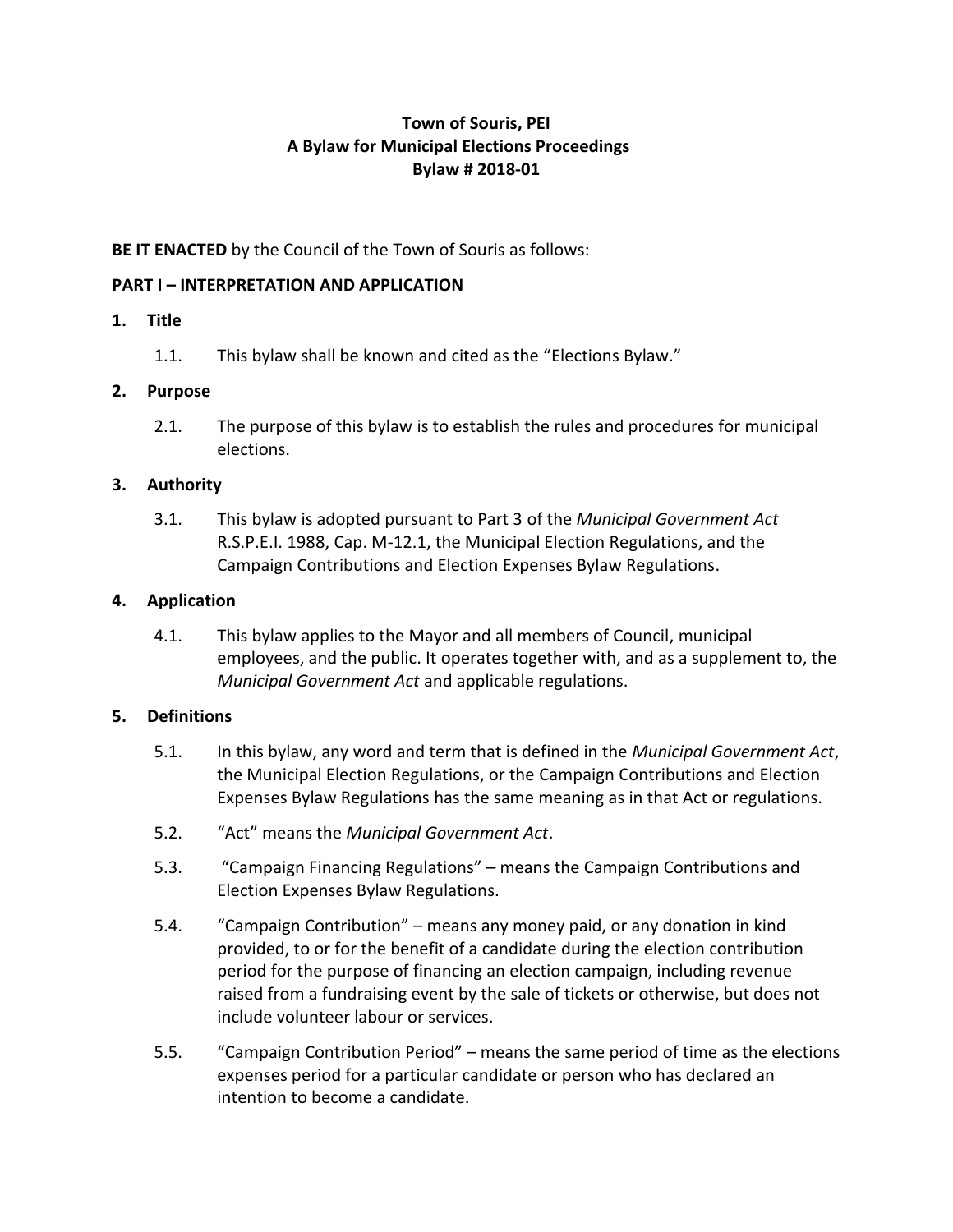**Town of Souris, PEI**
**A Bylaw for Municipal Elections Proceedings**
**Bylaw # 2018-01**

**BE IT ENACTED** by the Council of the Town of Souris as follows:

## PART I – INTERPRETATION AND APPLICATION

### 1. Title

1.1. This bylaw shall be known and cited as the "Elections Bylaw."

### 2. Purpose

2.1. The purpose of this bylaw is to establish the rules and procedures for municipal elections.

### 3. Authority

3.1. This bylaw is adopted pursuant to Part 3 of the *Municipal Government Act* R.S.P.E.I. 1988, Cap. M-12.1, the Municipal Election Regulations, and the Campaign Contributions and Election Expenses Bylaw Regulations.

### 4. Application

4.1. This bylaw applies to the Mayor and all members of Council, municipal employees, and the public. It operates together with, and as a supplement to, the *Municipal Government Act* and applicable regulations.

### 5. Definitions

5.1. In this bylaw, any word and term that is defined in the *Municipal Government Act*, the Municipal Election Regulations, or the Campaign Contributions and Election Expenses Bylaw Regulations has the same meaning as in that Act or regulations.

5.2. "Act" means the *Municipal Government Act*.

5.3. "Campaign Financing Regulations" – means the Campaign Contributions and Election Expenses Bylaw Regulations.

5.4. "Campaign Contribution" – means any money paid, or any donation in kind provided, to or for the benefit of a candidate during the election contribution period for the purpose of financing an election campaign, including revenue raised from a fundraising event by the sale of tickets or otherwise, but does not include volunteer labour or services.

5.5. "Campaign Contribution Period" – means the same period of time as the elections expenses period for a particular candidate or person who has declared an intention to become a candidate.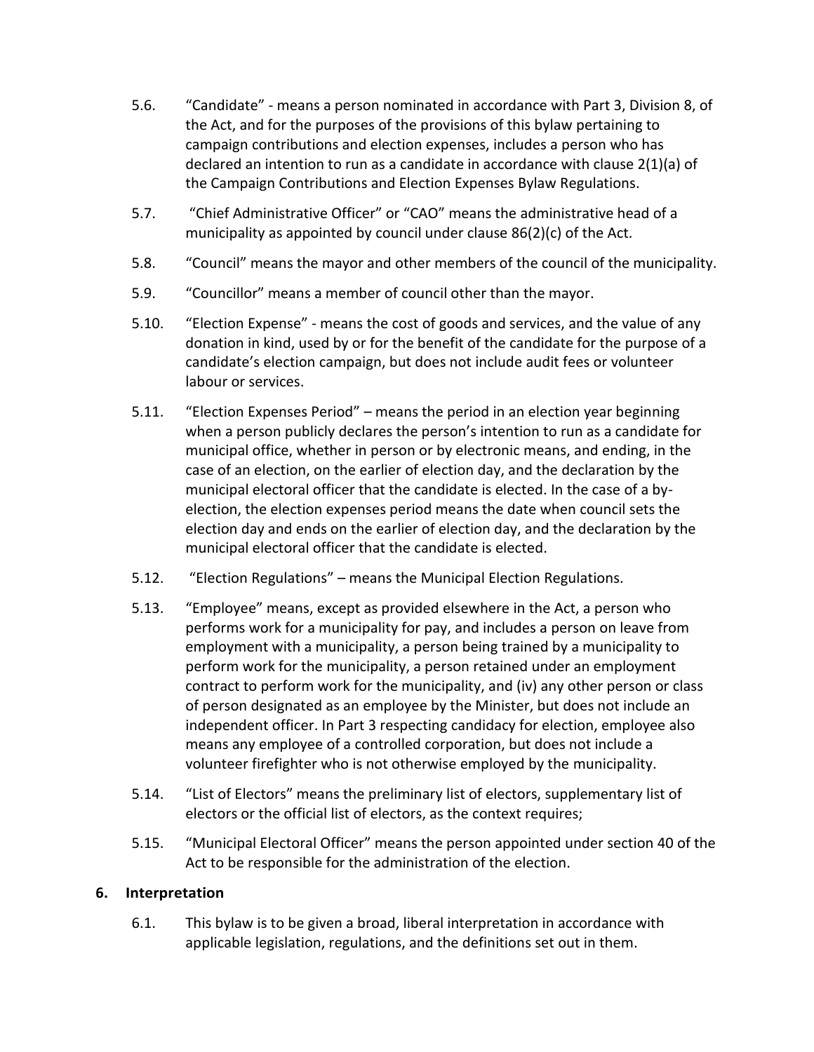5.6. "Candidate" - means a person nominated in accordance with Part 3, Division 8, of the Act, and for the purposes of the provisions of this bylaw pertaining to campaign contributions and election expenses, includes a person who has declared an intention to run as a candidate in accordance with clause 2(1)(a) of the Campaign Contributions and Election Expenses Bylaw Regulations.

5.7. "Chief Administrative Officer" or "CAO" means the administrative head of a municipality as appointed by council under clause 86(2)(c) of the Act.

5.8. "Council" means the mayor and other members of the council of the municipality.

5.9. "Councillor" means a member of council other than the mayor.

5.10. "Election Expense" - means the cost of goods and services, and the value of any donation in kind, used by or for the benefit of the candidate for the purpose of a candidate's election campaign, but does not include audit fees or volunteer labour or services.

5.11. "Election Expenses Period" – means the period in an election year beginning when a person publicly declares the person's intention to run as a candidate for municipal office, whether in person or by electronic means, and ending, in the case of an election, on the earlier of election day, and the declaration by the municipal electoral officer that the candidate is elected. In the case of a by-election, the election expenses period means the date when council sets the election day and ends on the earlier of election day, and the declaration by the municipal electoral officer that the candidate is elected.

5.12. "Election Regulations" – means the Municipal Election Regulations.

5.13. "Employee" means, except as provided elsewhere in the Act, a person who performs work for a municipality for pay, and includes a person on leave from employment with a municipality, a person being trained by a municipality to perform work for the municipality, a person retained under an employment contract to perform work for the municipality, and (iv) any other person or class of person designated as an employee by the Minister, but does not include an independent officer. In Part 3 respecting candidacy for election, employee also means any employee of a controlled corporation, but does not include a volunteer firefighter who is not otherwise employed by the municipality.

5.14. "List of Electors" means the preliminary list of electors, supplementary list of electors or the official list of electors, as the context requires;

5.15. "Municipal Electoral Officer" means the person appointed under section 40 of the Act to be responsible for the administration of the election.

## 6. Interpretation

6.1. This bylaw is to be given a broad, liberal interpretation in accordance with applicable legislation, regulations, and the definitions set out in them.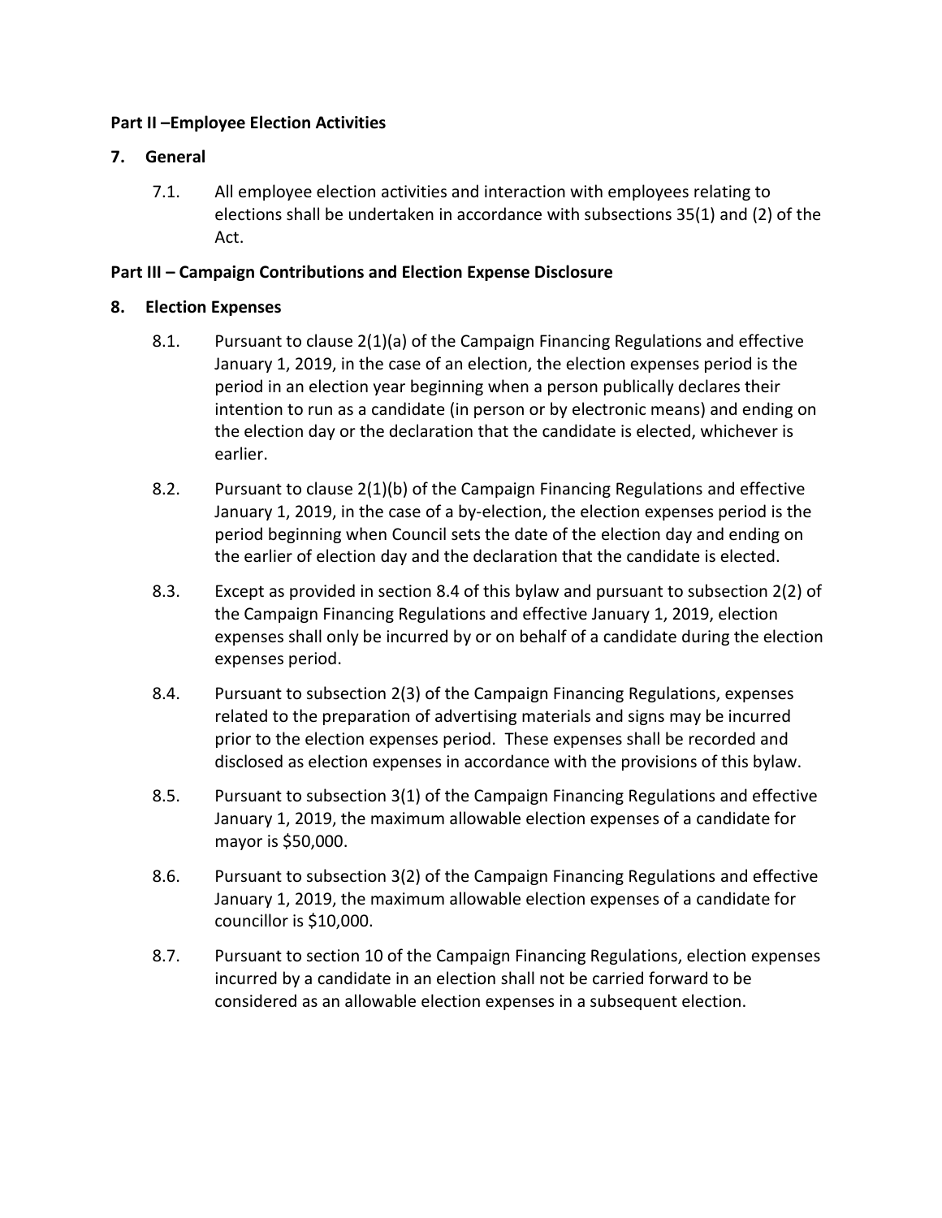**Part II –Employee Election Activities**

**7. General**

7.1. All employee election activities and interaction with employees relating to elections shall be undertaken in accordance with subsections 35(1) and (2) of the Act.

**Part III – Campaign Contributions and Election Expense Disclosure**

**8. Election Expenses**

8.1. Pursuant to clause 2(1)(a) of the Campaign Financing Regulations and effective January 1, 2019, in the case of an election, the election expenses period is the period in an election year beginning when a person publically declares their intention to run as a candidate (in person or by electronic means) and ending on the election day or the declaration that the candidate is elected, whichever is earlier.

8.2. Pursuant to clause 2(1)(b) of the Campaign Financing Regulations and effective January 1, 2019, in the case of a by-election, the election expenses period is the period beginning when Council sets the date of the election day and ending on the earlier of election day and the declaration that the candidate is elected.

8.3. Except as provided in section 8.4 of this bylaw and pursuant to subsection 2(2) of the Campaign Financing Regulations and effective January 1, 2019, election expenses shall only be incurred by or on behalf of a candidate during the election expenses period.

8.4. Pursuant to subsection 2(3) of the Campaign Financing Regulations, expenses related to the preparation of advertising materials and signs may be incurred prior to the election expenses period. These expenses shall be recorded and disclosed as election expenses in accordance with the provisions of this bylaw.

8.5. Pursuant to subsection 3(1) of the Campaign Financing Regulations and effective January 1, 2019, the maximum allowable election expenses of a candidate for mayor is $50,000.

8.6. Pursuant to subsection 3(2) of the Campaign Financing Regulations and effective January 1, 2019, the maximum allowable election expenses of a candidate for councillor is $10,000.

8.7. Pursuant to section 10 of the Campaign Financing Regulations, election expenses incurred by a candidate in an election shall not be carried forward to be considered as an allowable election expenses in a subsequent election.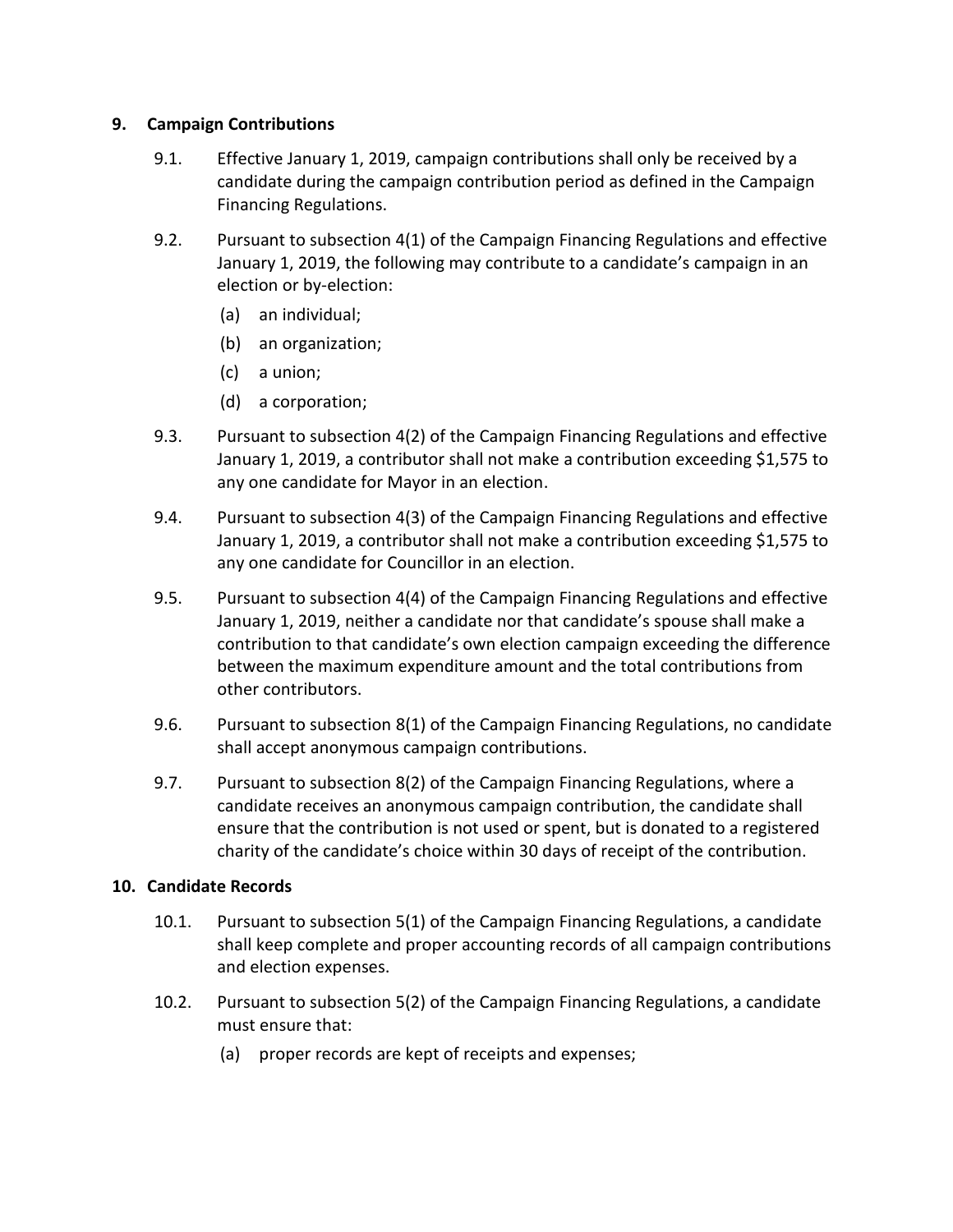## 9. Campaign Contributions

9.1. Effective January 1, 2019, campaign contributions shall only be received by a candidate during the campaign contribution period as defined in the Campaign Financing Regulations.

9.2. Pursuant to subsection 4(1) of the Campaign Financing Regulations and effective January 1, 2019, the following may contribute to a candidate's campaign in an election or by-election:

- (a) an individual;
- (b) an organization;
- (c) a union;
- (d) a corporation;

9.3. Pursuant to subsection 4(2) of the Campaign Financing Regulations and effective January 1, 2019, a contributor shall not make a contribution exceeding $1,575 to any one candidate for Mayor in an election.

9.4. Pursuant to subsection 4(3) of the Campaign Financing Regulations and effective January 1, 2019, a contributor shall not make a contribution exceeding $1,575 to any one candidate for Councillor in an election.

9.5. Pursuant to subsection 4(4) of the Campaign Financing Regulations and effective January 1, 2019, neither a candidate nor that candidate's spouse shall make a contribution to that candidate's own election campaign exceeding the difference between the maximum expenditure amount and the total contributions from other contributors.

9.6. Pursuant to subsection 8(1) of the Campaign Financing Regulations, no candidate shall accept anonymous campaign contributions.

9.7. Pursuant to subsection 8(2) of the Campaign Financing Regulations, where a candidate receives an anonymous campaign contribution, the candidate shall ensure that the contribution is not used or spent, but is donated to a registered charity of the candidate's choice within 30 days of receipt of the contribution.

## 10. Candidate Records

10.1. Pursuant to subsection 5(1) of the Campaign Financing Regulations, a candidate shall keep complete and proper accounting records of all campaign contributions and election expenses.

10.2. Pursuant to subsection 5(2) of the Campaign Financing Regulations, a candidate must ensure that:

- (a) proper records are kept of receipts and expenses;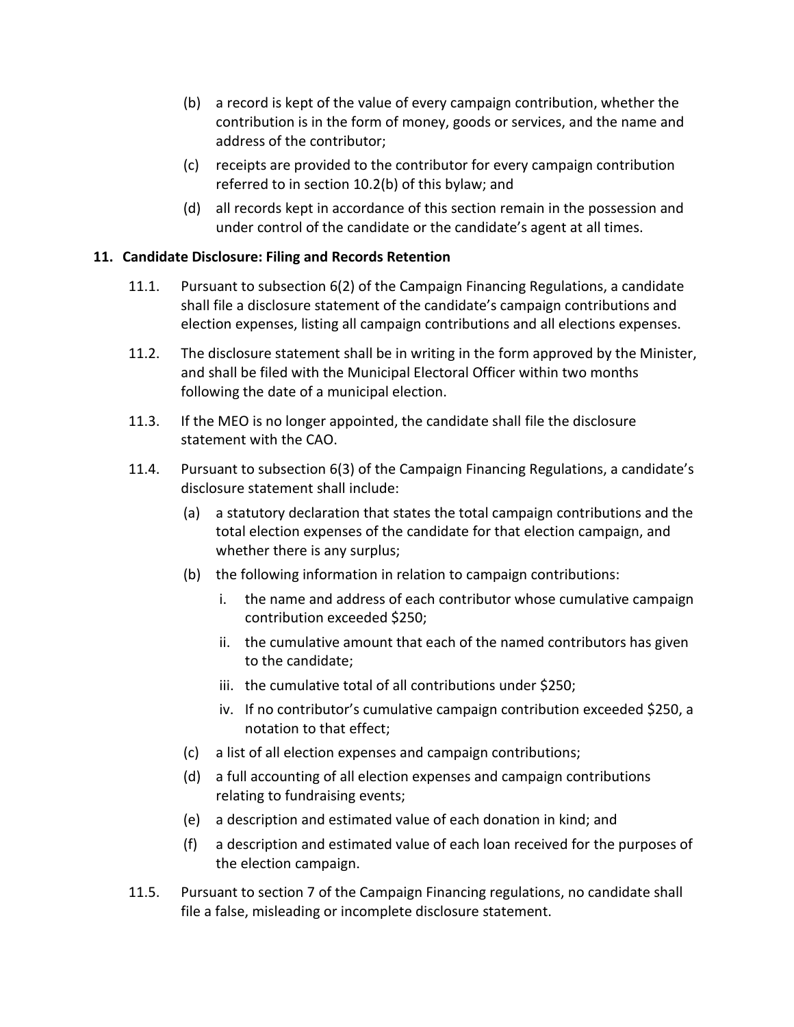(b) a record is kept of the value of every campaign contribution, whether the contribution is in the form of money, goods or services, and the name and address of the contributor;

(c) receipts are provided to the contributor for every campaign contribution referred to in section 10.2(b) of this bylaw; and

(d) all records kept in accordance of this section remain in the possession and under control of the candidate or the candidate's agent at all times.

## 11. Candidate Disclosure: Filing and Records Retention

11.1. Pursuant to subsection 6(2) of the Campaign Financing Regulations, a candidate shall file a disclosure statement of the candidate's campaign contributions and election expenses, listing all campaign contributions and all elections expenses.

11.2. The disclosure statement shall be in writing in the form approved by the Minister, and shall be filed with the Municipal Electoral Officer within two months following the date of a municipal election.

11.3. If the MEO is no longer appointed, the candidate shall file the disclosure statement with the CAO.

11.4. Pursuant to subsection 6(3) of the Campaign Financing Regulations, a candidate's disclosure statement shall include:

(a) a statutory declaration that states the total campaign contributions and the total election expenses of the candidate for that election campaign, and whether there is any surplus;

(b) the following information in relation to campaign contributions:

i. the name and address of each contributor whose cumulative campaign contribution exceeded $250;

ii. the cumulative amount that each of the named contributors has given to the candidate;

iii. the cumulative total of all contributions under $250;

iv. If no contributor's cumulative campaign contribution exceeded $250, a notation to that effect;

(c) a list of all election expenses and campaign contributions;

(d) a full accounting of all election expenses and campaign contributions relating to fundraising events;

(e) a description and estimated value of each donation in kind; and

(f) a description and estimated value of each loan received for the purposes of the election campaign.

11.5. Pursuant to section 7 of the Campaign Financing regulations, no candidate shall file a false, misleading or incomplete disclosure statement.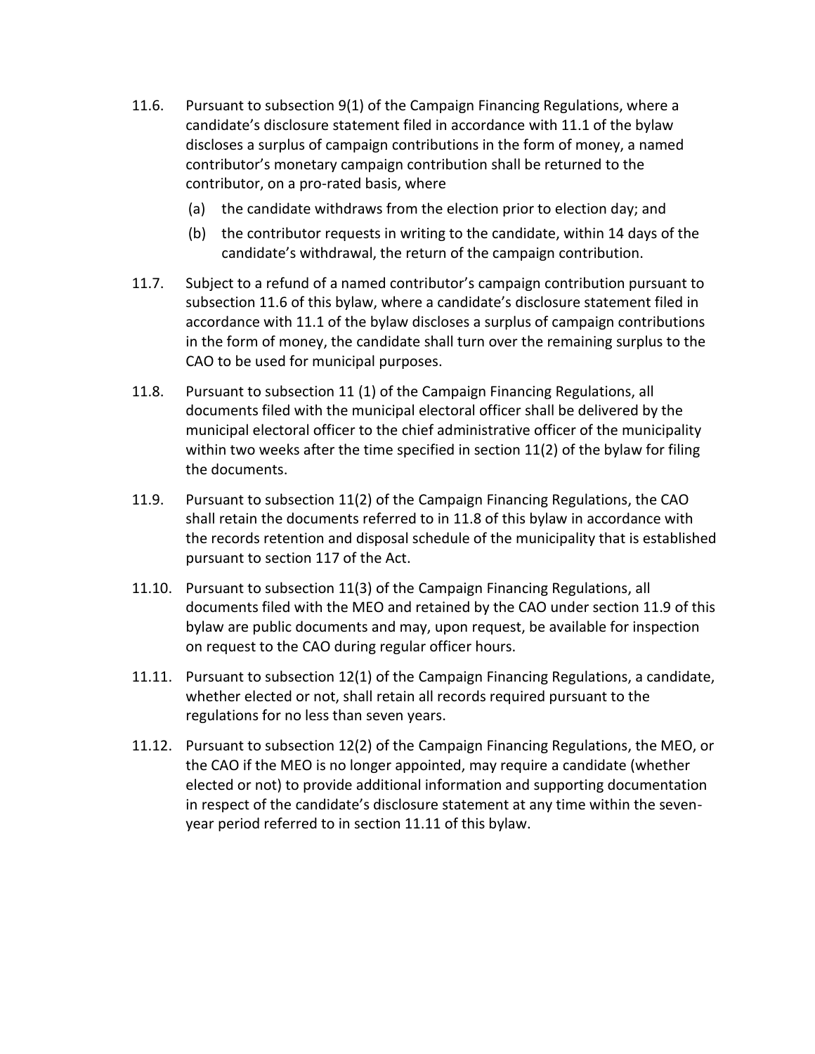11.6. Pursuant to subsection 9(1) of the Campaign Financing Regulations, where a candidate's disclosure statement filed in accordance with 11.1 of the bylaw discloses a surplus of campaign contributions in the form of money, a named contributor's monetary campaign contribution shall be returned to the contributor, on a pro-rated basis, where

(a) the candidate withdraws from the election prior to election day; and

(b) the contributor requests in writing to the candidate, within 14 days of the candidate's withdrawal, the return of the campaign contribution.

11.7. Subject to a refund of a named contributor's campaign contribution pursuant to subsection 11.6 of this bylaw, where a candidate's disclosure statement filed in accordance with 11.1 of the bylaw discloses a surplus of campaign contributions in the form of money, the candidate shall turn over the remaining surplus to the CAO to be used for municipal purposes.

11.8. Pursuant to subsection 11 (1) of the Campaign Financing Regulations, all documents filed with the municipal electoral officer shall be delivered by the municipal electoral officer to the chief administrative officer of the municipality within two weeks after the time specified in section 11(2) of the bylaw for filing the documents.

11.9. Pursuant to subsection 11(2) of the Campaign Financing Regulations, the CAO shall retain the documents referred to in 11.8 of this bylaw in accordance with the records retention and disposal schedule of the municipality that is established pursuant to section 117 of the Act.

11.10. Pursuant to subsection 11(3) of the Campaign Financing Regulations, all documents filed with the MEO and retained by the CAO under section 11.9 of this bylaw are public documents and may, upon request, be available for inspection on request to the CAO during regular officer hours.

11.11. Pursuant to subsection 12(1) of the Campaign Financing Regulations, a candidate, whether elected or not, shall retain all records required pursuant to the regulations for no less than seven years.

11.12. Pursuant to subsection 12(2) of the Campaign Financing Regulations, the MEO, or the CAO if the MEO is no longer appointed, may require a candidate (whether elected or not) to provide additional information and supporting documentation in respect of the candidate's disclosure statement at any time within the seven-year period referred to in section 11.11 of this bylaw.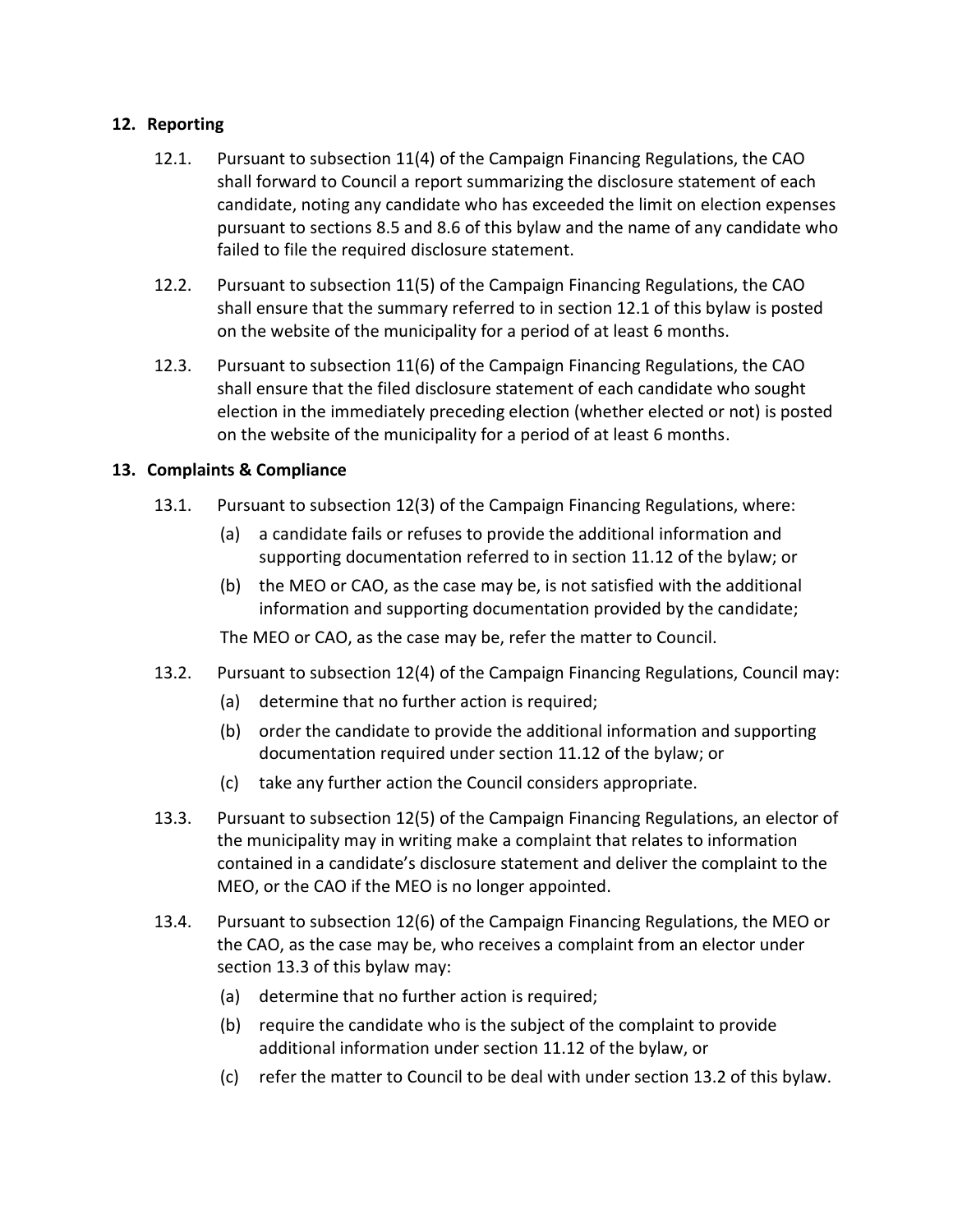## 12. Reporting

12.1. Pursuant to subsection 11(4) of the Campaign Financing Regulations, the CAO shall forward to Council a report summarizing the disclosure statement of each candidate, noting any candidate who has exceeded the limit on election expenses pursuant to sections 8.5 and 8.6 of this bylaw and the name of any candidate who failed to file the required disclosure statement.

12.2. Pursuant to subsection 11(5) of the Campaign Financing Regulations, the CAO shall ensure that the summary referred to in section 12.1 of this bylaw is posted on the website of the municipality for a period of at least 6 months.

12.3. Pursuant to subsection 11(6) of the Campaign Financing Regulations, the CAO shall ensure that the filed disclosure statement of each candidate who sought election in the immediately preceding election (whether elected or not) is posted on the website of the municipality for a period of at least 6 months.

## 13. Complaints & Compliance

13.1. Pursuant to subsection 12(3) of the Campaign Financing Regulations, where:

- (a) a candidate fails or refuses to provide the additional information and supporting documentation referred to in section 11.12 of the bylaw; or
- (b) the MEO or CAO, as the case may be, is not satisfied with the additional information and supporting documentation provided by the candidate;

The MEO or CAO, as the case may be, refer the matter to Council.

13.2. Pursuant to subsection 12(4) of the Campaign Financing Regulations, Council may:

- (a) determine that no further action is required;
- (b) order the candidate to provide the additional information and supporting documentation required under section 11.12 of the bylaw; or
- (c) take any further action the Council considers appropriate.

13.3. Pursuant to subsection 12(5) of the Campaign Financing Regulations, an elector of the municipality may in writing make a complaint that relates to information contained in a candidate's disclosure statement and deliver the complaint to the MEO, or the CAO if the MEO is no longer appointed.

13.4. Pursuant to subsection 12(6) of the Campaign Financing Regulations, the MEO or the CAO, as the case may be, who receives a complaint from an elector under section 13.3 of this bylaw may:

- (a) determine that no further action is required;
- (b) require the candidate who is the subject of the complaint to provide additional information under section 11.12 of the bylaw, or
- (c) refer the matter to Council to be deal with under section 13.2 of this bylaw.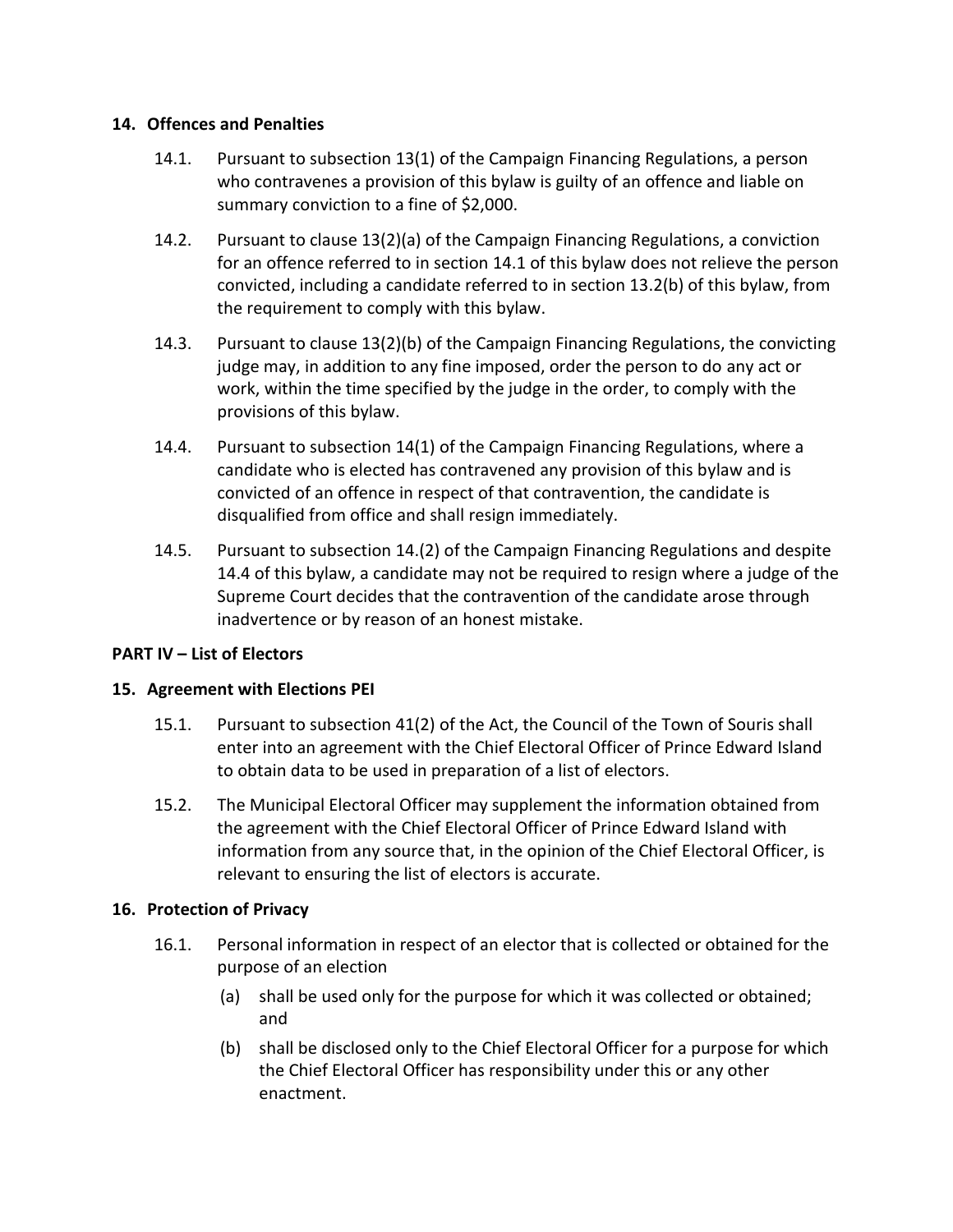**14. Offences and Penalties**

14.1. Pursuant to subsection 13(1) of the Campaign Financing Regulations, a person who contravenes a provision of this bylaw is guilty of an offence and liable on summary conviction to a fine of $2,000.

14.2. Pursuant to clause 13(2)(a) of the Campaign Financing Regulations, a conviction for an offence referred to in section 14.1 of this bylaw does not relieve the person convicted, including a candidate referred to in section 13.2(b) of this bylaw, from the requirement to comply with this bylaw.

14.3. Pursuant to clause 13(2)(b) of the Campaign Financing Regulations, the convicting judge may, in addition to any fine imposed, order the person to do any act or work, within the time specified by the judge in the order, to comply with the provisions of this bylaw.

14.4. Pursuant to subsection 14(1) of the Campaign Financing Regulations, where a candidate who is elected has contravened any provision of this bylaw and is convicted of an offence in respect of that contravention, the candidate is disqualified from office and shall resign immediately.

14.5. Pursuant to subsection 14.(2) of the Campaign Financing Regulations and despite 14.4 of this bylaw, a candidate may not be required to resign where a judge of the Supreme Court decides that the contravention of the candidate arose through inadvertence or by reason of an honest mistake.

**PART IV – List of Electors**

**15. Agreement with Elections PEI**

15.1. Pursuant to subsection 41(2) of the Act, the Council of the Town of Souris shall enter into an agreement with the Chief Electoral Officer of Prince Edward Island to obtain data to be used in preparation of a list of electors.

15.2. The Municipal Electoral Officer may supplement the information obtained from the agreement with the Chief Electoral Officer of Prince Edward Island with information from any source that, in the opinion of the Chief Electoral Officer, is relevant to ensuring the list of electors is accurate.

**16. Protection of Privacy**

16.1. Personal information in respect of an elector that is collected or obtained for the purpose of an election

(a) shall be used only for the purpose for which it was collected or obtained; and

(b) shall be disclosed only to the Chief Electoral Officer for a purpose for which the Chief Electoral Officer has responsibility under this or any other enactment.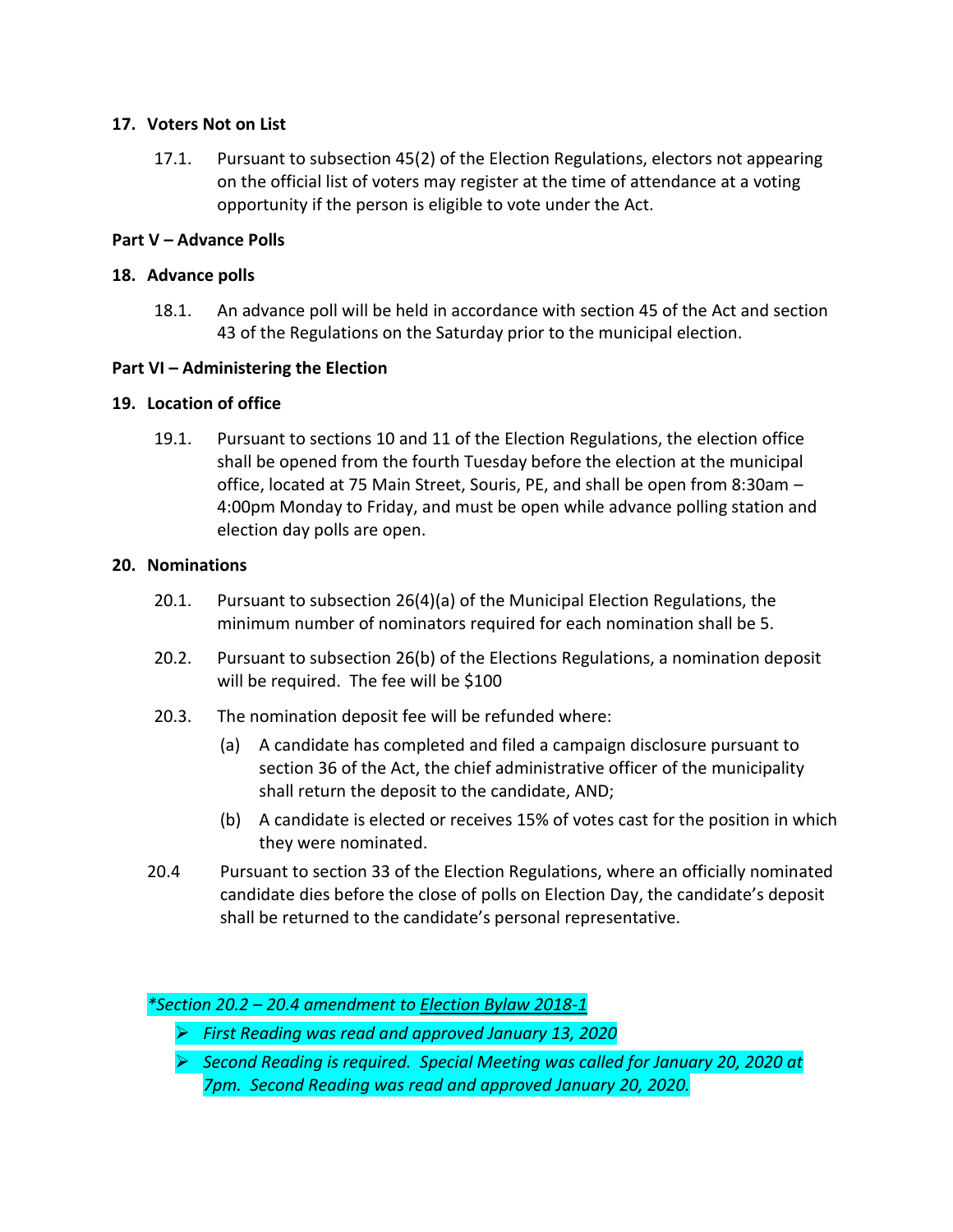## 17. Voters Not on List

17.1. Pursuant to subsection 45(2) of the Election Regulations, electors not appearing on the official list of voters may register at the time of attendance at a voting opportunity if the person is eligible to vote under the Act.

## Part V – Advance Polls

## 18. Advance polls

18.1. An advance poll will be held in accordance with section 45 of the Act and section 43 of the Regulations on the Saturday prior to the municipal election.

## Part VI – Administering the Election

## 19. Location of office

19.1. Pursuant to sections 10 and 11 of the Election Regulations, the election office shall be opened from the fourth Tuesday before the election at the municipal office, located at 75 Main Street, Souris, PE, and shall be open from 8:30am – 4:00pm Monday to Friday, and must be open while advance polling station and election day polls are open.

## 20. Nominations

20.1. Pursuant to subsection 26(4)(a) of the Municipal Election Regulations, the minimum number of nominators required for each nomination shall be 5.

20.2. Pursuant to subsection 26(b) of the Elections Regulations, a nomination deposit will be required. The fee will be $100

20.3. The nomination deposit fee will be refunded where:

(a) A candidate has completed and filed a campaign disclosure pursuant to section 36 of the Act, the chief administrative officer of the municipality shall return the deposit to the candidate, AND;

(b) A candidate is elected or receives 15% of votes cast for the position in which they were nominated.

20.4 Pursuant to section 33 of the Election Regulations, where an officially nominated candidate dies before the close of polls on Election Day, the candidate's deposit shall be returned to the candidate's personal representative.

*\*Section 20.2 – 20.4 amendment to Election Bylaw 2018-1*

- *First Reading was read and approved January 13, 2020*
- *Second Reading is required. Special Meeting was called for January 20, 2020 at 7pm. Second Reading was read and approved January 20, 2020.*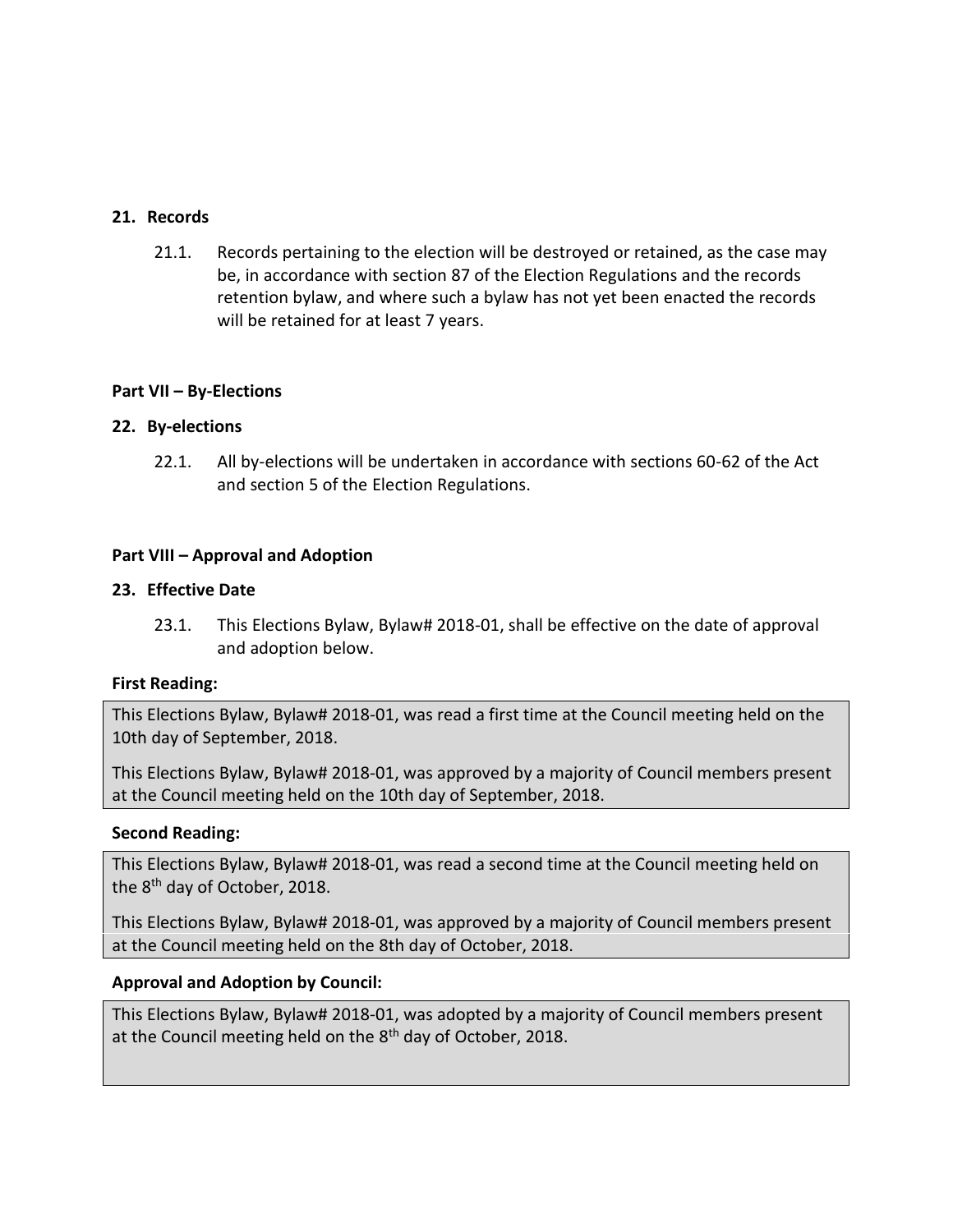## 21. Records

21.1. Records pertaining to the election will be destroyed or retained, as the case may be, in accordance with section 87 of the Election Regulations and the records retention bylaw, and where such a bylaw has not yet been enacted the records will be retained for at least 7 years.

## Part VII – By-Elections

## 22. By-elections

22.1. All by-elections will be undertaken in accordance with sections 60-62 of the Act and section 5 of the Election Regulations.

## Part VIII – Approval and Adoption

## 23. Effective Date

23.1. This Elections Bylaw, Bylaw# 2018-01, shall be effective on the date of approval and adoption below.

**First Reading:**

This Elections Bylaw, Bylaw# 2018-01, was read a first time at the Council meeting held on the 10th day of September, 2018.

This Elections Bylaw, Bylaw# 2018-01, was approved by a majority of Council members present at the Council meeting held on the 10th day of September, 2018.

**Second Reading:**

This Elections Bylaw, Bylaw# 2018-01, was read a second time at the Council meeting held on the 8th day of October, 2018.

This Elections Bylaw, Bylaw# 2018-01, was approved by a majority of Council members present at the Council meeting held on the 8th day of October, 2018.

**Approval and Adoption by Council:**

This Elections Bylaw, Bylaw# 2018-01, was adopted by a majority of Council members present at the Council meeting held on the 8th day of October, 2018.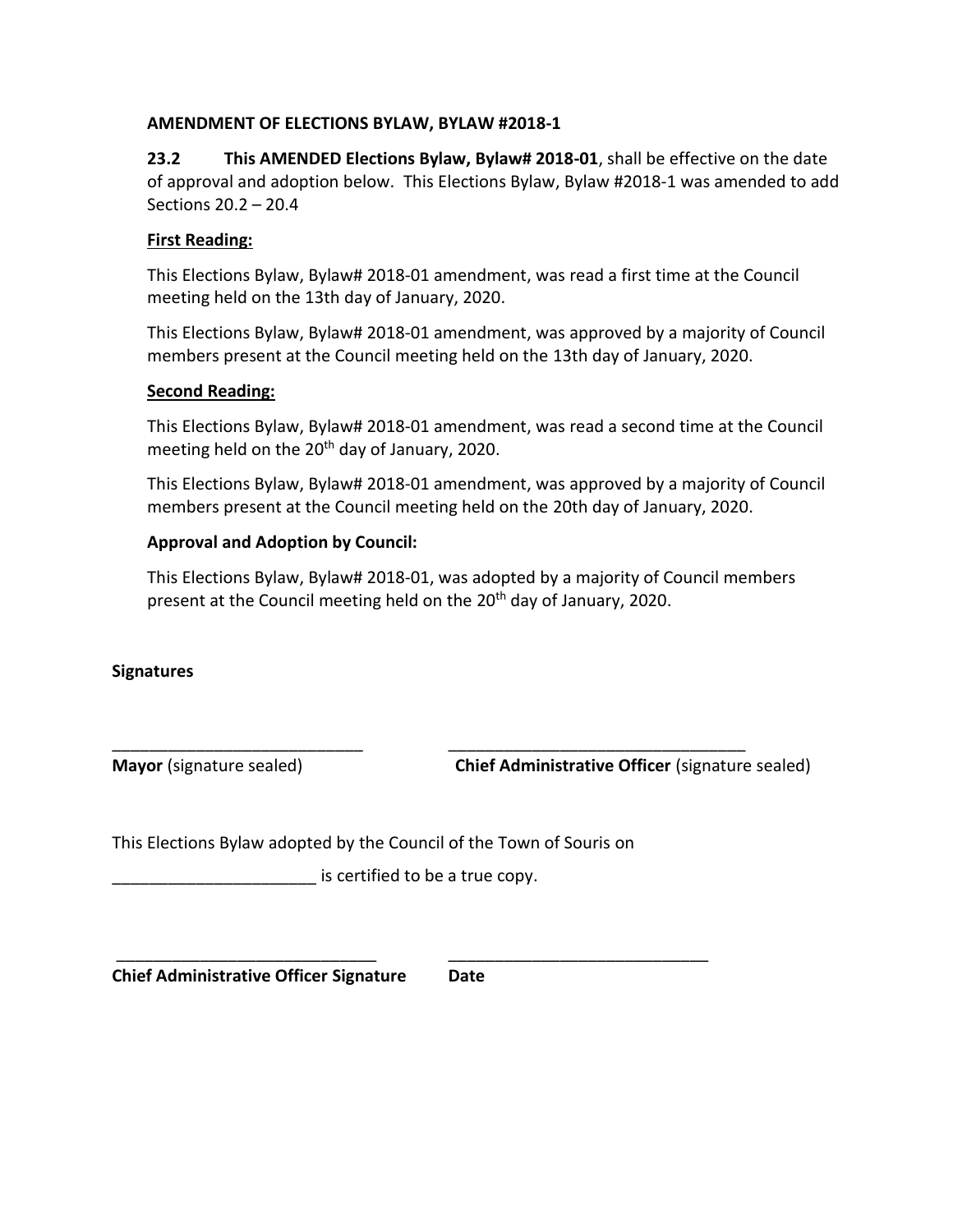**AMENDMENT OF ELECTIONS BYLAW, BYLAW #2018-1**

**23.2 This AMENDED Elections Bylaw, Bylaw# 2018-01**, shall be effective on the date of approval and adoption below. This Elections Bylaw, Bylaw #2018-1 was amended to add Sections 20.2 – 20.4

**First Reading:**

This Elections Bylaw, Bylaw# 2018-01 amendment, was read a first time at the Council meeting held on the 13th day of January, 2020.

This Elections Bylaw, Bylaw# 2018-01 amendment, was approved by a majority of Council members present at the Council meeting held on the 13th day of January, 2020.

**Second Reading:**

This Elections Bylaw, Bylaw# 2018-01 amendment, was read a second time at the Council meeting held on the 20th day of January, 2020.

This Elections Bylaw, Bylaw# 2018-01 amendment, was approved by a majority of Council members present at the Council meeting held on the 20th day of January, 2020.

**Approval and Adoption by Council:**

This Elections Bylaw, Bylaw# 2018-01, was adopted by a majority of Council members present at the Council meeting held on the 20th day of January, 2020.

**Signatures**

____________________________ ________________________________

**Mayor** (signature sealed) **Chief Administrative Officer** (signature sealed)

This Elections Bylaw adopted by the Council of the Town of Souris on

______________________ is certified to be a true copy.

____________________________ ____________________________

**Chief Administrative Officer Signature** **Date**